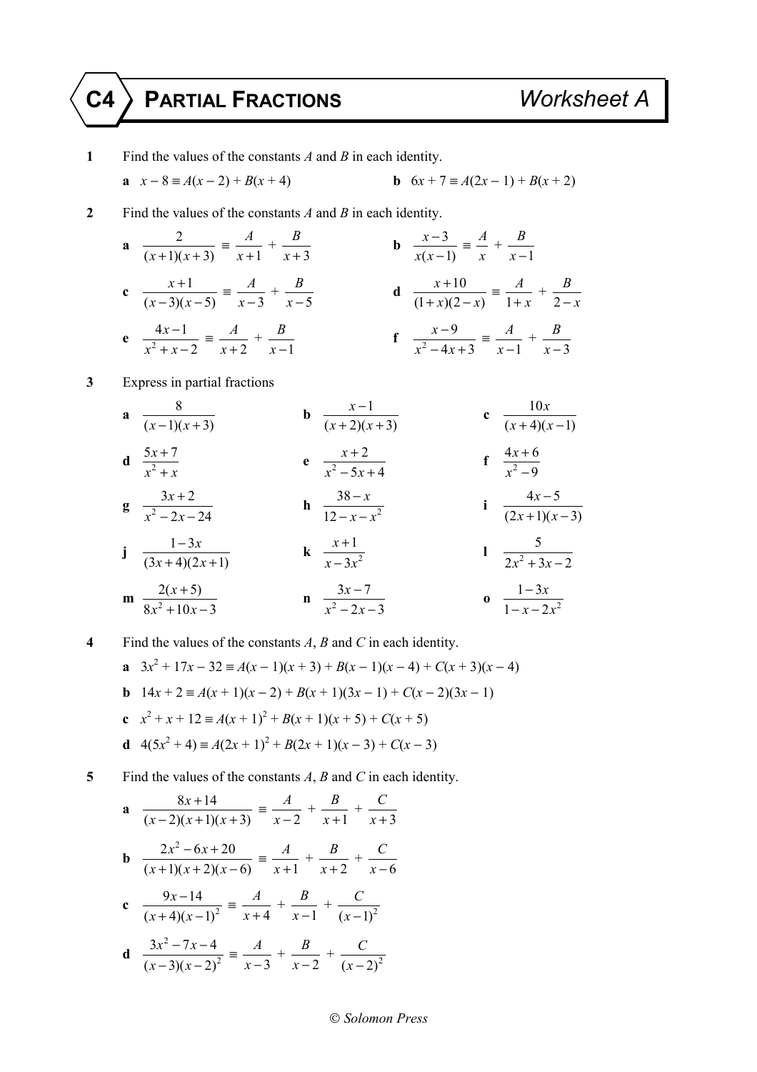# C4 PARTIAL FRACTIONS — Worksheet A

**1** Find the values of the constants $A$ and $B$ in each identity.

**a** $x - 8 \equiv A(x - 2) + B(x + 4)$  **b** $6x + 7 \equiv A(2x - 1) + B(x + 2)$

**2** Find the values of the constants $A$ and $B$ in each identity.

**a** $\dfrac{2}{(x+1)(x+3)} \equiv \dfrac{A}{x+1} + \dfrac{B}{x+3}$  **b** $\dfrac{x-3}{x(x-1)} \equiv \dfrac{A}{x} + \dfrac{B}{x-1}$

**c** $\dfrac{x+1}{(x-3)(x-5)} \equiv \dfrac{A}{x-3} + \dfrac{B}{x-5}$  **d** $\dfrac{x+10}{(1+x)(2-x)} \equiv \dfrac{A}{1+x} + \dfrac{B}{2-x}$

**e** $\dfrac{4x-1}{x^2+x-2} \equiv \dfrac{A}{x+2} + \dfrac{B}{x-1}$  **f** $\dfrac{x-9}{x^2-4x+3} \equiv \dfrac{A}{x-1} + \dfrac{B}{x-3}$

**3** Express in partial fractions

**a** $\dfrac{8}{(x-1)(x+3)}$  **b** $\dfrac{x-1}{(x+2)(x+3)}$  **c** $\dfrac{10x}{(x+4)(x-1)}$

**d** $\dfrac{5x+7}{x^2+x}$  **e** $\dfrac{x+2}{x^2-5x+4}$  **f** $\dfrac{4x+6}{x^2-9}$

**g** $\dfrac{3x+2}{x^2-2x-24}$  **h** $\dfrac{38-x}{12-x-x^2}$  **i** $\dfrac{4x-5}{(2x+1)(x-3)}$

**j** $\dfrac{1-3x}{(3x+4)(2x+1)}$  **k** $\dfrac{x+1}{x-3x^2}$  **l** $\dfrac{5}{2x^2+3x-2}$

**m** $\dfrac{2(x+5)}{8x^2+10x-3}$  **n** $\dfrac{3x-7}{x^2-2x-3}$  **o** $\dfrac{1-3x}{1-x-2x^2}$

**4** Find the values of the constants $A$, $B$ and $C$ in each identity.

**a** $3x^2 + 17x - 32 \equiv A(x - 1)(x + 3) + B(x - 1)(x - 4) + C(x + 3)(x - 4)$

**b** $14x + 2 \equiv A(x + 1)(x - 2) + B(x + 1)(3x - 1) + C(x - 2)(3x - 1)$

**c** $x^2 + x + 12 \equiv A(x + 1)^2 + B(x + 1)(x + 5) + C(x + 5)$

**d** $4(5x^2 + 4) \equiv A(2x + 1)^2 + B(2x + 1)(x - 3) + C(x - 3)$

**5** Find the values of the constants $A$, $B$ and $C$ in each identity.

**a** $\dfrac{8x+14}{(x-2)(x+1)(x+3)} \equiv \dfrac{A}{x-2} + \dfrac{B}{x+1} + \dfrac{C}{x+3}$

**b** $\dfrac{2x^2-6x+20}{(x+1)(x+2)(x-6)} \equiv \dfrac{A}{x+1} + \dfrac{B}{x+2} + \dfrac{C}{x-6}$

**c** $\dfrac{9x-14}{(x+4)(x-1)^2} \equiv \dfrac{A}{x+4} + \dfrac{B}{x-1} + \dfrac{C}{(x-1)^2}$

**d** $\dfrac{3x^2-7x-4}{(x-3)(x-2)^2} \equiv \dfrac{A}{x-3} + \dfrac{B}{x-2} + \dfrac{C}{(x-2)^2}$

© Solomon Press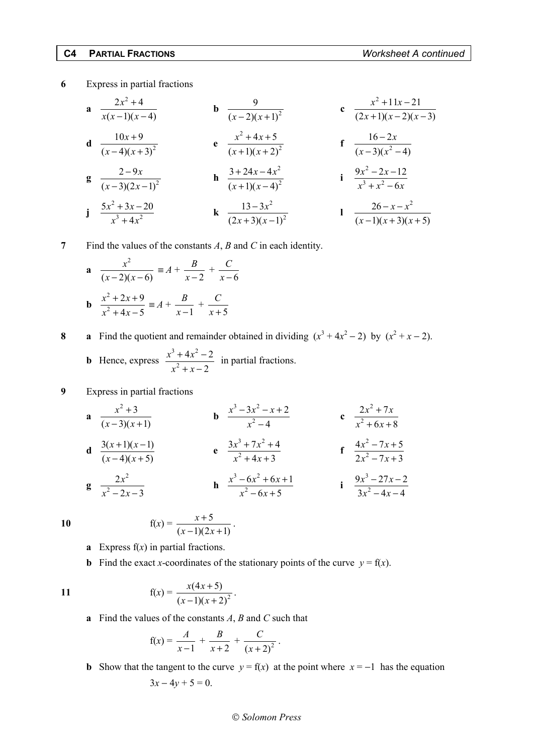**6** Express in partial fractions

**a** $\dfrac{2x^2+4}{x(x-1)(x-4)}$  **b** $\dfrac{9}{(x-2)(x+1)^2}$  **c** $\dfrac{x^2+11x-21}{(2x+1)(x-2)(x-3)}$

**d** $\dfrac{10x+9}{(x-4)(x+3)^2}$  **e** $\dfrac{x^2+4x+5}{(x+1)(x+2)^2}$  **f** $\dfrac{16-2x}{(x-3)(x^2-4)}$

**g** $\dfrac{2-9x}{(x-3)(2x-1)^2}$  **h** $\dfrac{3+24x-4x^2}{(x+1)(x-4)^2}$  **i** $\dfrac{9x^2-2x-12}{x^3+x^2-6x}$

**j** $\dfrac{5x^2+3x-20}{x^3+4x^2}$  **k** $\dfrac{13-3x^2}{(2x+3)(x-1)^2}$  **l** $\dfrac{26-x-x^2}{(x-1)(x+3)(x+5)}$

**7** Find the values of the constants *A*, *B* and *C* in each identity.

**a** $\dfrac{x^2}{(x-2)(x-6)} \equiv A + \dfrac{B}{x-2} + \dfrac{C}{x-6}$

**b** $\dfrac{x^2+2x+9}{x^2+4x-5} \equiv A + \dfrac{B}{x-1} + \dfrac{C}{x+5}$

**8** **a** Find the quotient and remainder obtained in dividing $(x^3 + 4x^2 - 2)$ by $(x^2 + x - 2)$.

**b** Hence, express $\dfrac{x^3+4x^2-2}{x^2+x-2}$ in partial fractions.

**9** Express in partial fractions

**a** $\dfrac{x^2+3}{(x-3)(x+1)}$  **b** $\dfrac{x^3-3x^2-x+2}{x^2-4}$  **c** $\dfrac{2x^2+7x}{x^2+6x+8}$

**d** $\dfrac{3(x+1)(x-1)}{(x-4)(x+5)}$  **e** $\dfrac{3x^3+7x^2+4}{x^2+4x+3}$  **f** $\dfrac{4x^2-7x+5}{2x^2-7x+3}$

**g** $\dfrac{2x^2}{x^2-2x-3}$  **h** $\dfrac{x^3-6x^2+6x+1}{x^2-6x+5}$  **i** $\dfrac{9x^3-27x-2}{3x^2-4x-4}$

**10** $$\text{f}(x) = \frac{x+5}{(x-1)(2x+1)}.$$

**a** Express f($x$) in partial fractions.

**b** Find the exact $x$-coordinates of the stationary points of the curve $y = \text{f}(x)$.

**11** $$\text{f}(x) = \frac{x(4x+5)}{(x-1)(x+2)^2}.$$

**a** Find the values of the constants *A*, *B* and *C* such that

$$\text{f}(x) = \frac{A}{x-1} + \frac{B}{x+2} + \frac{C}{(x+2)^2}.$$

**b** Show that the tangent to the curve $y = \text{f}(x)$ at the point where $x = -1$ has the equation

$$3x - 4y + 5 = 0.$$